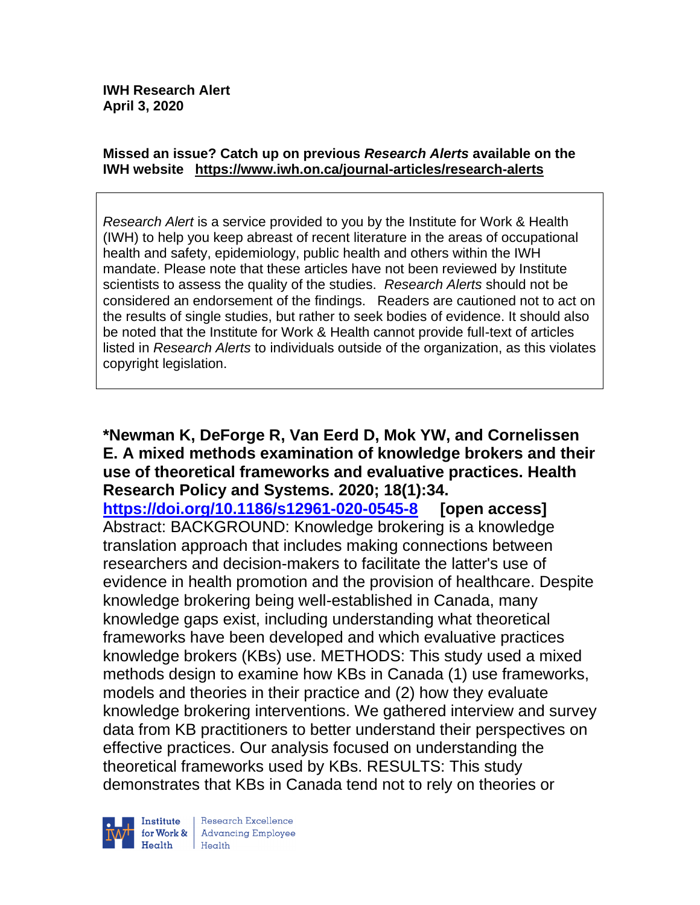**IWH Research Alert**
**April 3, 2020**

**Missed an issue? Catch up on previous *Research Alerts* available on the IWH website https://www.iwh.on.ca/journal-articles/research-alerts**

*Research Alert* is a service provided to you by the Institute for Work & Health (IWH) to help you keep abreast of recent literature in the areas of occupational health and safety, epidemiology, public health and others within the IWH mandate. Please note that these articles have not been reviewed by Institute scientists to assess the quality of the studies. *Research Alerts* should not be considered an endorsement of the findings. Readers are cautioned not to act on the results of single studies, but rather to seek bodies of evidence. It should also be noted that the Institute for Work & Health cannot provide full-text of articles listed in *Research Alerts* to individuals outside of the organization, as this violates copyright legislation.

**\*Newman K, DeForge R, Van Eerd D, Mok YW, and Cornelissen E. A mixed methods examination of knowledge brokers and their use of theoretical frameworks and evaluative practices. Health Research Policy and Systems. 2020; 18(1):34.**
**https://doi.org/10.1186/s12961-020-0545-8** **[open access]**
Abstract: BACKGROUND: Knowledge brokering is a knowledge translation approach that includes making connections between researchers and decision-makers to facilitate the latter's use of evidence in health promotion and the provision of healthcare. Despite knowledge brokering being well-established in Canada, many knowledge gaps exist, including understanding what theoretical frameworks have been developed and which evaluative practices knowledge brokers (KBs) use. METHODS: This study used a mixed methods design to examine how KBs in Canada (1) use frameworks, models and theories in their practice and (2) how they evaluate knowledge brokering interventions. We gathered interview and survey data from KB practitioners to better understand their perspectives on effective practices. Our analysis focused on understanding the theoretical frameworks used by KBs. RESULTS: This study demonstrates that KBs in Canada tend not to rely on theories or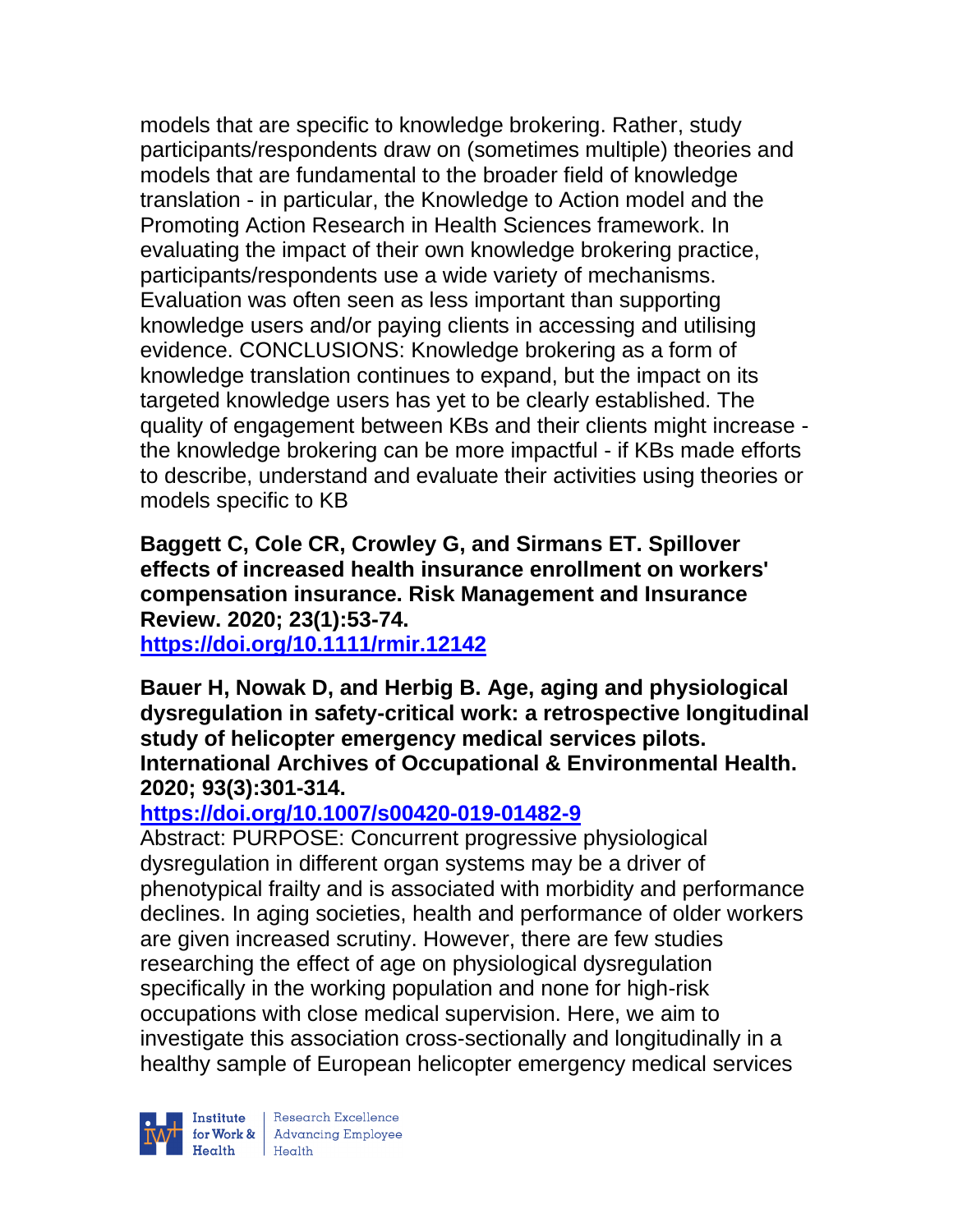models that are specific to knowledge brokering. Rather, study participants/respondents draw on (sometimes multiple) theories and models that are fundamental to the broader field of knowledge translation - in particular, the Knowledge to Action model and the Promoting Action Research in Health Sciences framework. In evaluating the impact of their own knowledge brokering practice, participants/respondents use a wide variety of mechanisms. Evaluation was often seen as less important than supporting knowledge users and/or paying clients in accessing and utilising evidence. CONCLUSIONS: Knowledge brokering as a form of knowledge translation continues to expand, but the impact on its targeted knowledge users has yet to be clearly established. The quality of engagement between KBs and their clients might increase - the knowledge brokering can be more impactful - if KBs made efforts to describe, understand and evaluate their activities using theories or models specific to KB

**Baggett C, Cole CR, Crowley G, and Sirmans ET. Spillover effects of increased health insurance enrollment on workers' compensation insurance. Risk Management and Insurance Review. 2020; 23(1):53-74.**
**https://doi.org/10.1111/rmir.12142**

**Bauer H, Nowak D, and Herbig B. Age, aging and physiological dysregulation in safety-critical work: a retrospective longitudinal study of helicopter emergency medical services pilots. International Archives of Occupational & Environmental Health. 2020; 93(3):301-314.**
**https://doi.org/10.1007/s00420-019-01482-9**
Abstract: PURPOSE: Concurrent progressive physiological dysregulation in different organ systems may be a driver of phenotypical frailty and is associated with morbidity and performance declines. In aging societies, health and performance of older workers are given increased scrutiny. However, there are few studies researching the effect of age on physiological dysregulation specifically in the working population and none for high-risk occupations with close medical supervision. Here, we aim to investigate this association cross-sectionally and longitudinally in a healthy sample of European helicopter emergency medical services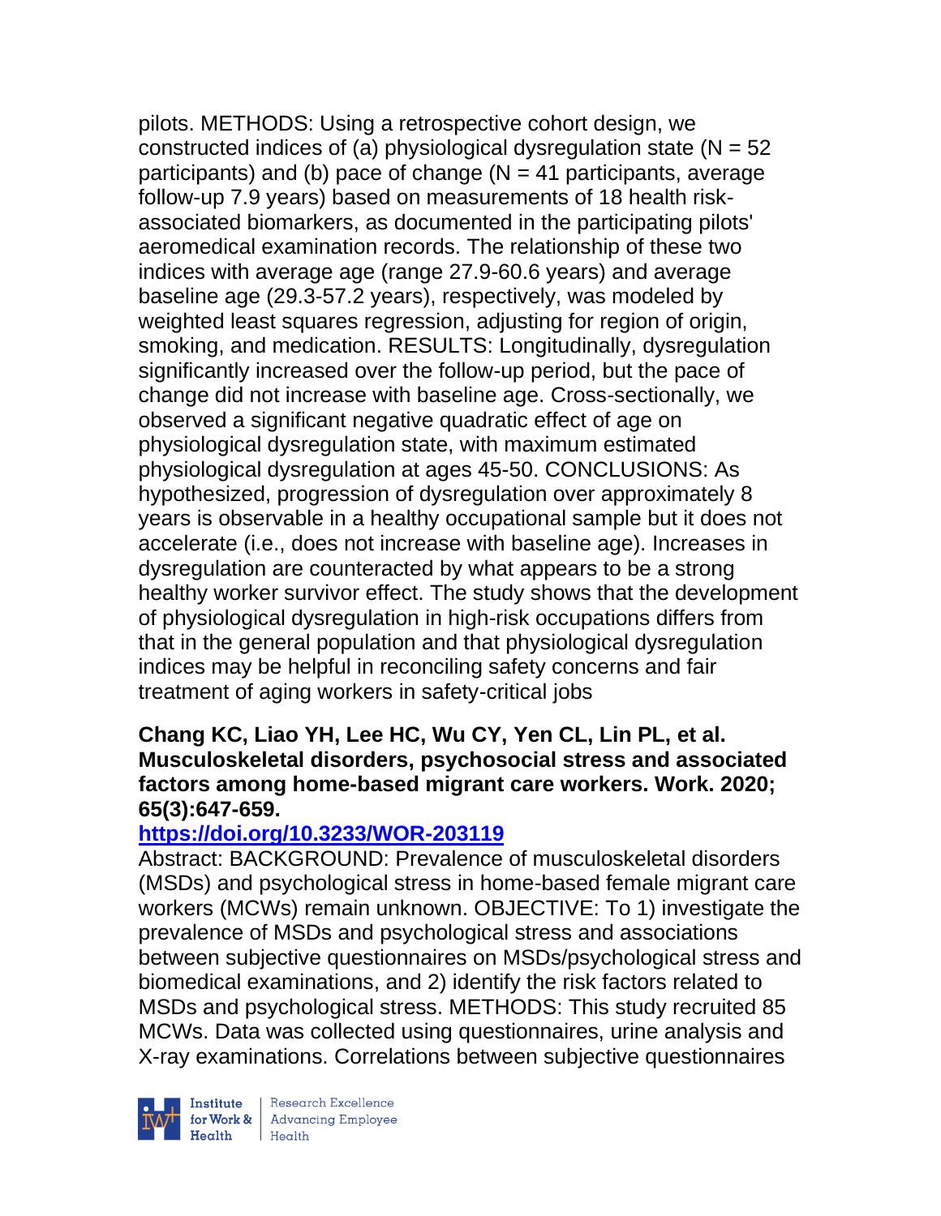pilots. METHODS: Using a retrospective cohort design, we constructed indices of (a) physiological dysregulation state (N = 52 participants) and (b) pace of change (N = 41 participants, average follow-up 7.9 years) based on measurements of 18 health risk-associated biomarkers, as documented in the participating pilots' aeromedical examination records. The relationship of these two indices with average age (range 27.9-60.6 years) and average baseline age (29.3-57.2 years), respectively, was modeled by weighted least squares regression, adjusting for region of origin, smoking, and medication. RESULTS: Longitudinally, dysregulation significantly increased over the follow-up period, but the pace of change did not increase with baseline age. Cross-sectionally, we observed a significant negative quadratic effect of age on physiological dysregulation state, with maximum estimated physiological dysregulation at ages 45-50. CONCLUSIONS: As hypothesized, progression of dysregulation over approximately 8 years is observable in a healthy occupational sample but it does not accelerate (i.e., does not increase with baseline age). Increases in dysregulation are counteracted by what appears to be a strong healthy worker survivor effect. The study shows that the development of physiological dysregulation in high-risk occupations differs from that in the general population and that physiological dysregulation indices may be helpful in reconciling safety concerns and fair treatment of aging workers in safety-critical jobs

**Chang KC, Liao YH, Lee HC, Wu CY, Yen CL, Lin PL, et al. Musculoskeletal disorders, psychosocial stress and associated factors among home-based migrant care workers. Work. 2020; 65(3):647-659.**

**https://doi.org/10.3233/WOR-203119**

Abstract: BACKGROUND: Prevalence of musculoskeletal disorders (MSDs) and psychological stress in home-based female migrant care workers (MCWs) remain unknown. OBJECTIVE: To 1) investigate the prevalence of MSDs and psychological stress and associations between subjective questionnaires on MSDs/psychological stress and biomedical examinations, and 2) identify the risk factors related to MSDs and psychological stress. METHODS: This study recruited 85 MCWs. Data was collected using questionnaires, urine analysis and X-ray examinations. Correlations between subjective questionnaires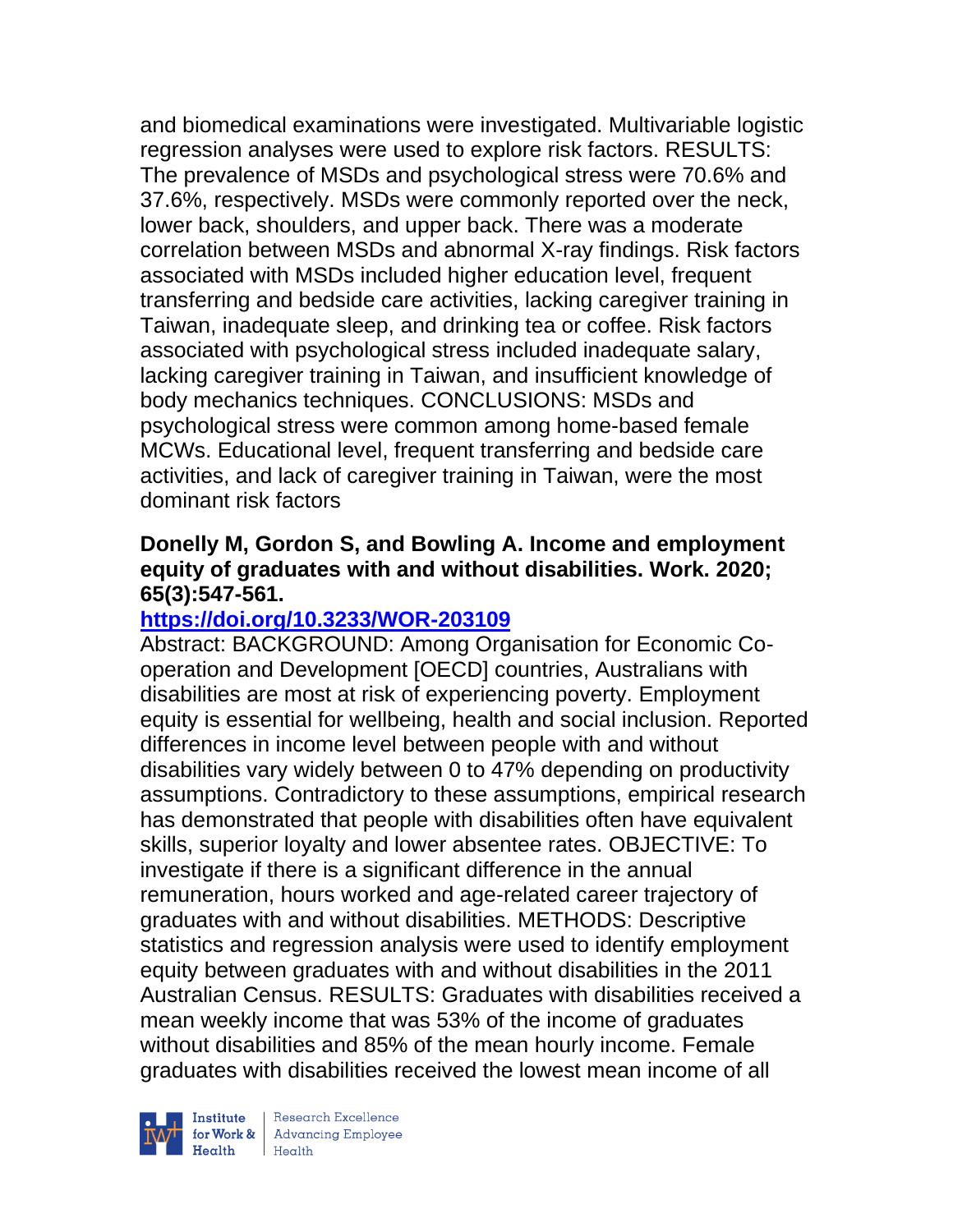and biomedical examinations were investigated. Multivariable logistic regression analyses were used to explore risk factors. RESULTS: The prevalence of MSDs and psychological stress were 70.6% and 37.6%, respectively. MSDs were commonly reported over the neck, lower back, shoulders, and upper back. There was a moderate correlation between MSDs and abnormal X-ray findings. Risk factors associated with MSDs included higher education level, frequent transferring and bedside care activities, lacking caregiver training in Taiwan, inadequate sleep, and drinking tea or coffee. Risk factors associated with psychological stress included inadequate salary, lacking caregiver training in Taiwan, and insufficient knowledge of body mechanics techniques. CONCLUSIONS: MSDs and psychological stress were common among home-based female MCWs. Educational level, frequent transferring and bedside care activities, and lack of caregiver training in Taiwan, were the most dominant risk factors

**Donelly M, Gordon S, and Bowling A. Income and employment equity of graduates with and without disabilities. Work. 2020; 65(3):547-561.**

**https://doi.org/10.3233/WOR-203109**

Abstract: BACKGROUND: Among Organisation for Economic Co-operation and Development [OECD] countries, Australians with disabilities are most at risk of experiencing poverty. Employment equity is essential for wellbeing, health and social inclusion. Reported differences in income level between people with and without disabilities vary widely between 0 to 47% depending on productivity assumptions. Contradictory to these assumptions, empirical research has demonstrated that people with disabilities often have equivalent skills, superior loyalty and lower absentee rates. OBJECTIVE: To investigate if there is a significant difference in the annual remuneration, hours worked and age-related career trajectory of graduates with and without disabilities. METHODS: Descriptive statistics and regression analysis were used to identify employment equity between graduates with and without disabilities in the 2011 Australian Census. RESULTS: Graduates with disabilities received a mean weekly income that was 53% of the income of graduates without disabilities and 85% of the mean hourly income. Female graduates with disabilities received the lowest mean income of all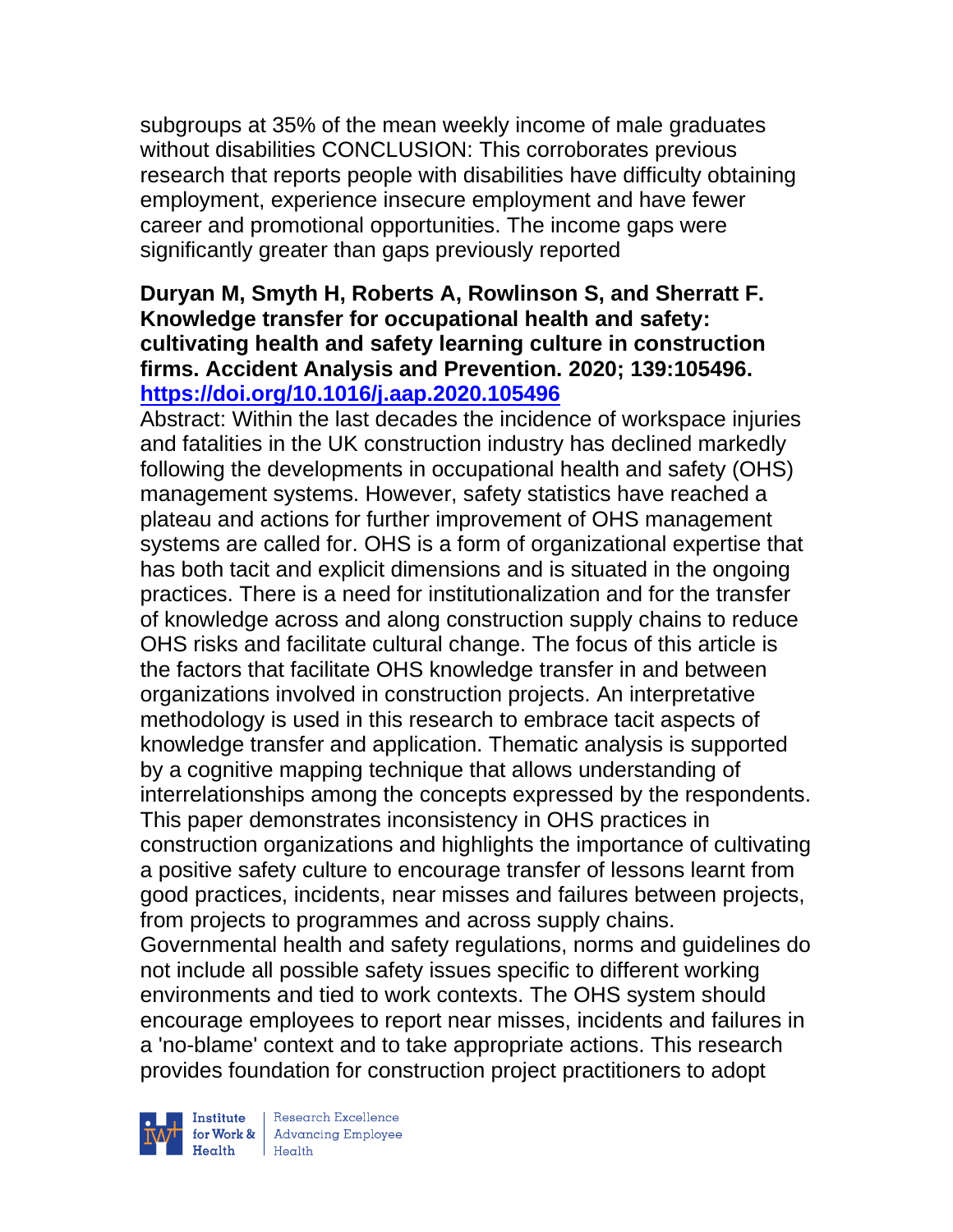subgroups at 35% of the mean weekly income of male graduates without disabilities CONCLUSION: This corroborates previous research that reports people with disabilities have difficulty obtaining employment, experience insecure employment and have fewer career and promotional opportunities. The income gaps were significantly greater than gaps previously reported

**Duryan M, Smyth H, Roberts A, Rowlinson S, and Sherratt F. Knowledge transfer for occupational health and safety: cultivating health and safety learning culture in construction firms. Accident Analysis and Prevention. 2020; 139:105496. https://doi.org/10.1016/j.aap.2020.105496**

Abstract: Within the last decades the incidence of workspace injuries and fatalities in the UK construction industry has declined markedly following the developments in occupational health and safety (OHS) management systems. However, safety statistics have reached a plateau and actions for further improvement of OHS management systems are called for. OHS is a form of organizational expertise that has both tacit and explicit dimensions and is situated in the ongoing practices. There is a need for institutionalization and for the transfer of knowledge across and along construction supply chains to reduce OHS risks and facilitate cultural change. The focus of this article is the factors that facilitate OHS knowledge transfer in and between organizations involved in construction projects. An interpretative methodology is used in this research to embrace tacit aspects of knowledge transfer and application. Thematic analysis is supported by a cognitive mapping technique that allows understanding of interrelationships among the concepts expressed by the respondents. This paper demonstrates inconsistency in OHS practices in construction organizations and highlights the importance of cultivating a positive safety culture to encourage transfer of lessons learnt from good practices, incidents, near misses and failures between projects, from projects to programmes and across supply chains. Governmental health and safety regulations, norms and guidelines do not include all possible safety issues specific to different working environments and tied to work contexts. The OHS system should encourage employees to report near misses, incidents and failures in a 'no-blame' context and to take appropriate actions. This research provides foundation for construction project practitioners to adopt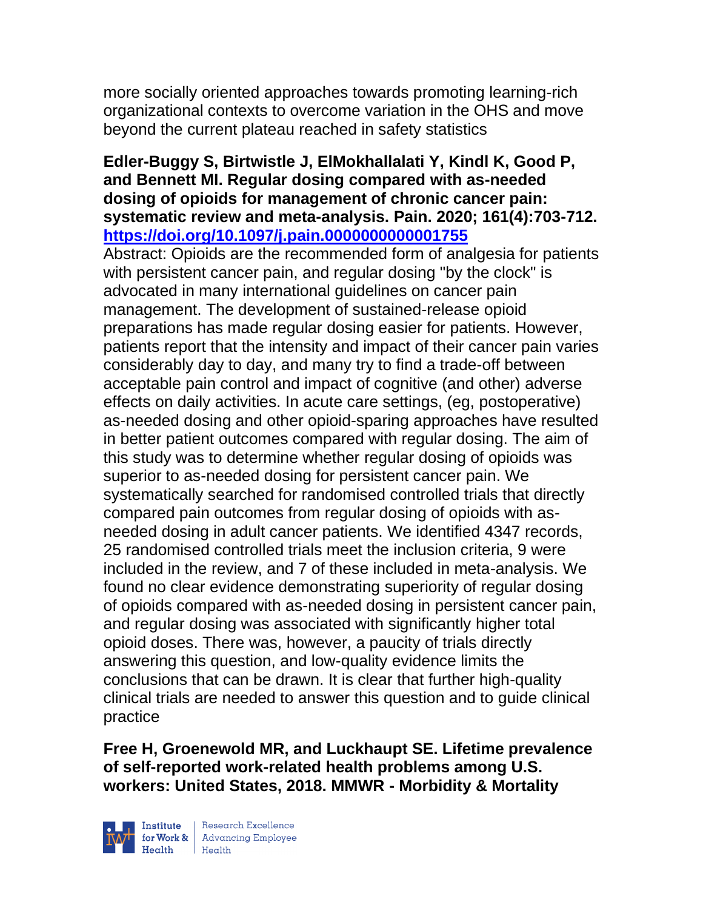more socially oriented approaches towards promoting learning-rich organizational contexts to overcome variation in the OHS and move beyond the current plateau reached in safety statistics

**Edler-Buggy S, Birtwistle J, ElMokhallalati Y, Kindl K, Good P, and Bennett MI. Regular dosing compared with as-needed dosing of opioids for management of chronic cancer pain: systematic review and meta-analysis. Pain. 2020; 161(4):703-712. https://doi.org/10.1097/j.pain.0000000000001755**

Abstract: Opioids are the recommended form of analgesia for patients with persistent cancer pain, and regular dosing "by the clock" is advocated in many international guidelines on cancer pain management. The development of sustained-release opioid preparations has made regular dosing easier for patients. However, patients report that the intensity and impact of their cancer pain varies considerably day to day, and many try to find a trade-off between acceptable pain control and impact of cognitive (and other) adverse effects on daily activities. In acute care settings, (eg, postoperative) as-needed dosing and other opioid-sparing approaches have resulted in better patient outcomes compared with regular dosing. The aim of this study was to determine whether regular dosing of opioids was superior to as-needed dosing for persistent cancer pain. We systematically searched for randomised controlled trials that directly compared pain outcomes from regular dosing of opioids with as-needed dosing in adult cancer patients. We identified 4347 records, 25 randomised controlled trials meet the inclusion criteria, 9 were included in the review, and 7 of these included in meta-analysis. We found no clear evidence demonstrating superiority of regular dosing of opioids compared with as-needed dosing in persistent cancer pain, and regular dosing was associated with significantly higher total opioid doses. There was, however, a paucity of trials directly answering this question, and low-quality evidence limits the conclusions that can be drawn. It is clear that further high-quality clinical trials are needed to answer this question and to guide clinical practice

**Free H, Groenewold MR, and Luckhaupt SE. Lifetime prevalence of self-reported work-related health problems among U.S. workers: United States, 2018. MMWR - Morbidity & Mortality**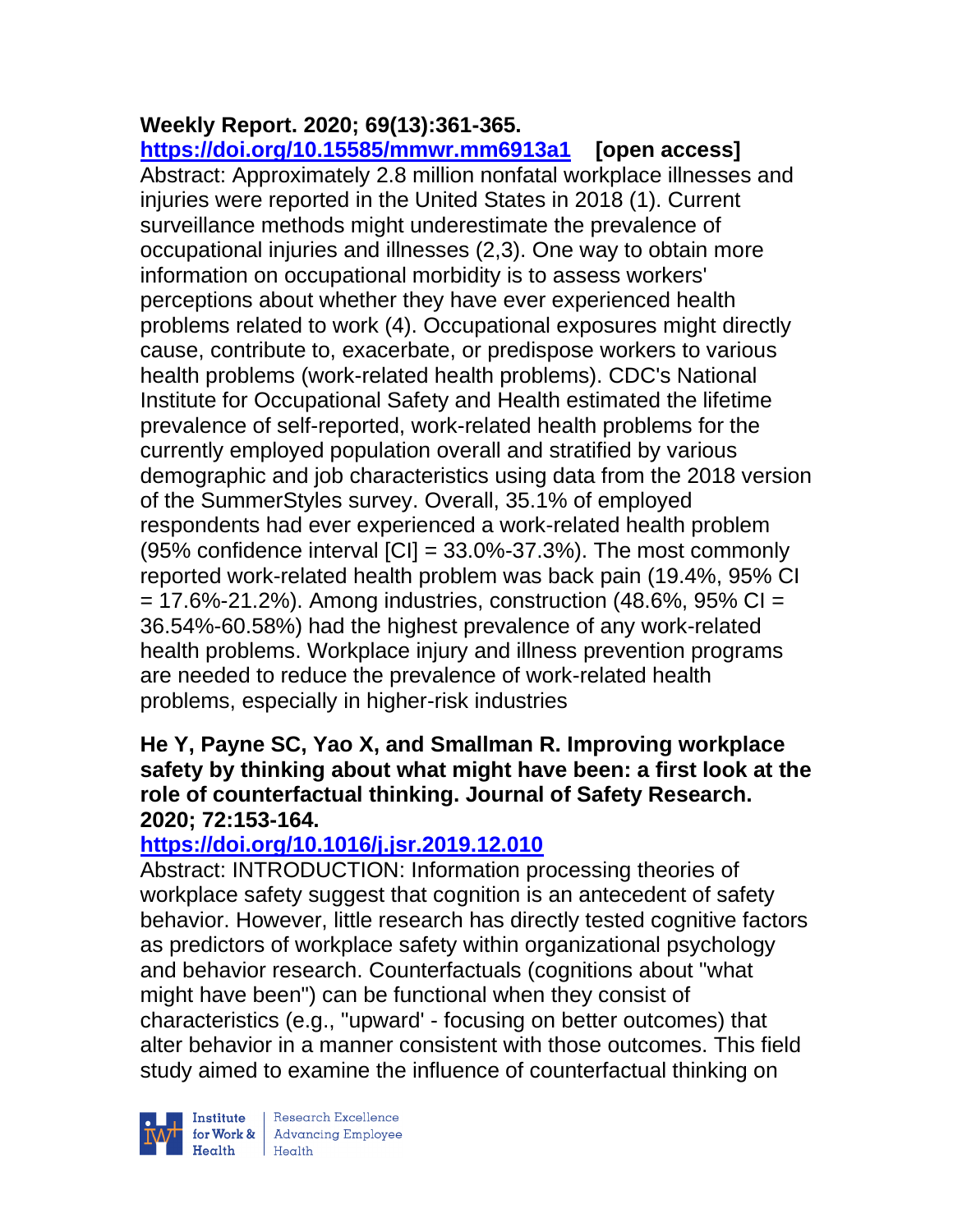**Weekly Report. 2020; 69(13):361-365.**
**https://doi.org/10.15585/mmwr.mm6913a1** **[open access]**
Abstract: Approximately 2.8 million nonfatal workplace illnesses and injuries were reported in the United States in 2018 (1). Current surveillance methods might underestimate the prevalence of occupational injuries and illnesses (2,3). One way to obtain more information on occupational morbidity is to assess workers' perceptions about whether they have ever experienced health problems related to work (4). Occupational exposures might directly cause, contribute to, exacerbate, or predispose workers to various health problems (work-related health problems). CDC's National Institute for Occupational Safety and Health estimated the lifetime prevalence of self-reported, work-related health problems for the currently employed population overall and stratified by various demographic and job characteristics using data from the 2018 version of the SummerStyles survey. Overall, 35.1% of employed respondents had ever experienced a work-related health problem (95% confidence interval [CI] = 33.0%-37.3%). The most commonly reported work-related health problem was back pain (19.4%, 95% CI = 17.6%-21.2%). Among industries, construction (48.6%, 95% CI = 36.54%-60.58%) had the highest prevalence of any work-related health problems. Workplace injury and illness prevention programs are needed to reduce the prevalence of work-related health problems, especially in higher-risk industries

**He Y, Payne SC, Yao X, and Smallman R. Improving workplace safety by thinking about what might have been: a first look at the role of counterfactual thinking. Journal of Safety Research. 2020; 72:153-164.**
**https://doi.org/10.1016/j.jsr.2019.12.010**
Abstract: INTRODUCTION: Information processing theories of workplace safety suggest that cognition is an antecedent of safety behavior. However, little research has directly tested cognitive factors as predictors of workplace safety within organizational psychology and behavior research. Counterfactuals (cognitions about "what might have been") can be functional when they consist of characteristics (e.g., "upward' - focusing on better outcomes) that alter behavior in a manner consistent with those outcomes. This field study aimed to examine the influence of counterfactual thinking on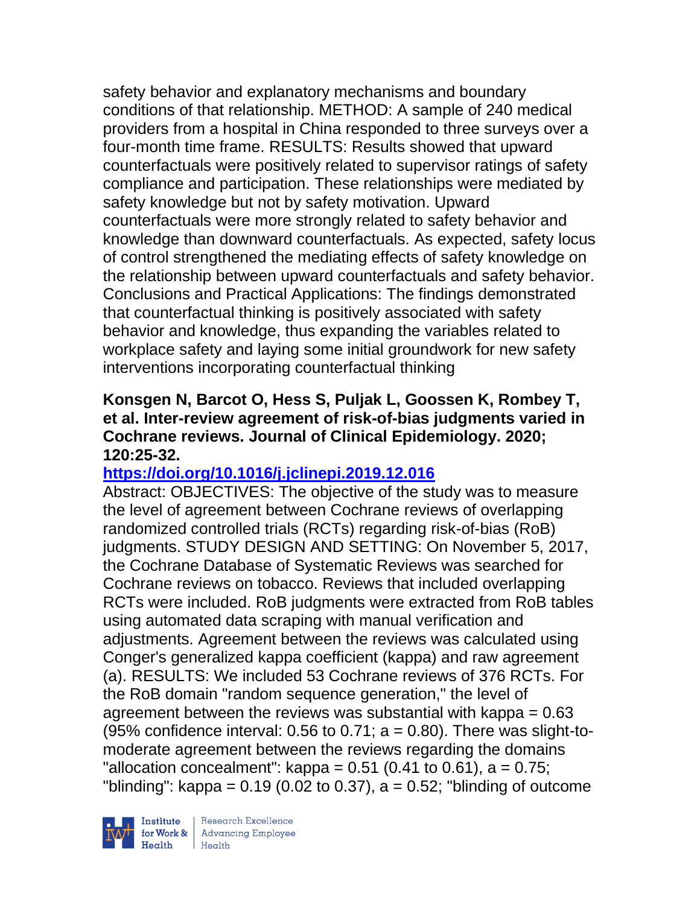safety behavior and explanatory mechanisms and boundary conditions of that relationship. METHOD: A sample of 240 medical providers from a hospital in China responded to three surveys over a four-month time frame. RESULTS: Results showed that upward counterfactuals were positively related to supervisor ratings of safety compliance and participation. These relationships were mediated by safety knowledge but not by safety motivation. Upward counterfactuals were more strongly related to safety behavior and knowledge than downward counterfactuals. As expected, safety locus of control strengthened the mediating effects of safety knowledge on the relationship between upward counterfactuals and safety behavior. Conclusions and Practical Applications: The findings demonstrated that counterfactual thinking is positively associated with safety behavior and knowledge, thus expanding the variables related to workplace safety and laying some initial groundwork for new safety interventions incorporating counterfactual thinking

**Konsgen N, Barcot O, Hess S, Puljak L, Goossen K, Rombey T, et al. Inter-review agreement of risk-of-bias judgments varied in Cochrane reviews. Journal of Clinical Epidemiology. 2020; 120:25-32.**

**https://doi.org/10.1016/j.jclinepi.2019.12.016**

Abstract: OBJECTIVES: The objective of the study was to measure the level of agreement between Cochrane reviews of overlapping randomized controlled trials (RCTs) regarding risk-of-bias (RoB) judgments. STUDY DESIGN AND SETTING: On November 5, 2017, the Cochrane Database of Systematic Reviews was searched for Cochrane reviews on tobacco. Reviews that included overlapping RCTs were included. RoB judgments were extracted from RoB tables using automated data scraping with manual verification and adjustments. Agreement between the reviews was calculated using Conger's generalized kappa coefficient (kappa) and raw agreement (a). RESULTS: We included 53 Cochrane reviews of 376 RCTs. For the RoB domain "random sequence generation," the level of agreement between the reviews was substantial with kappa = 0.63 (95% confidence interval: 0.56 to 0.71; a = 0.80). There was slight-to-moderate agreement between the reviews regarding the domains "allocation concealment": kappa = 0.51 (0.41 to 0.61), a = 0.75; "blinding": kappa = 0.19 (0.02 to 0.37), a = 0.52; "blinding of outcome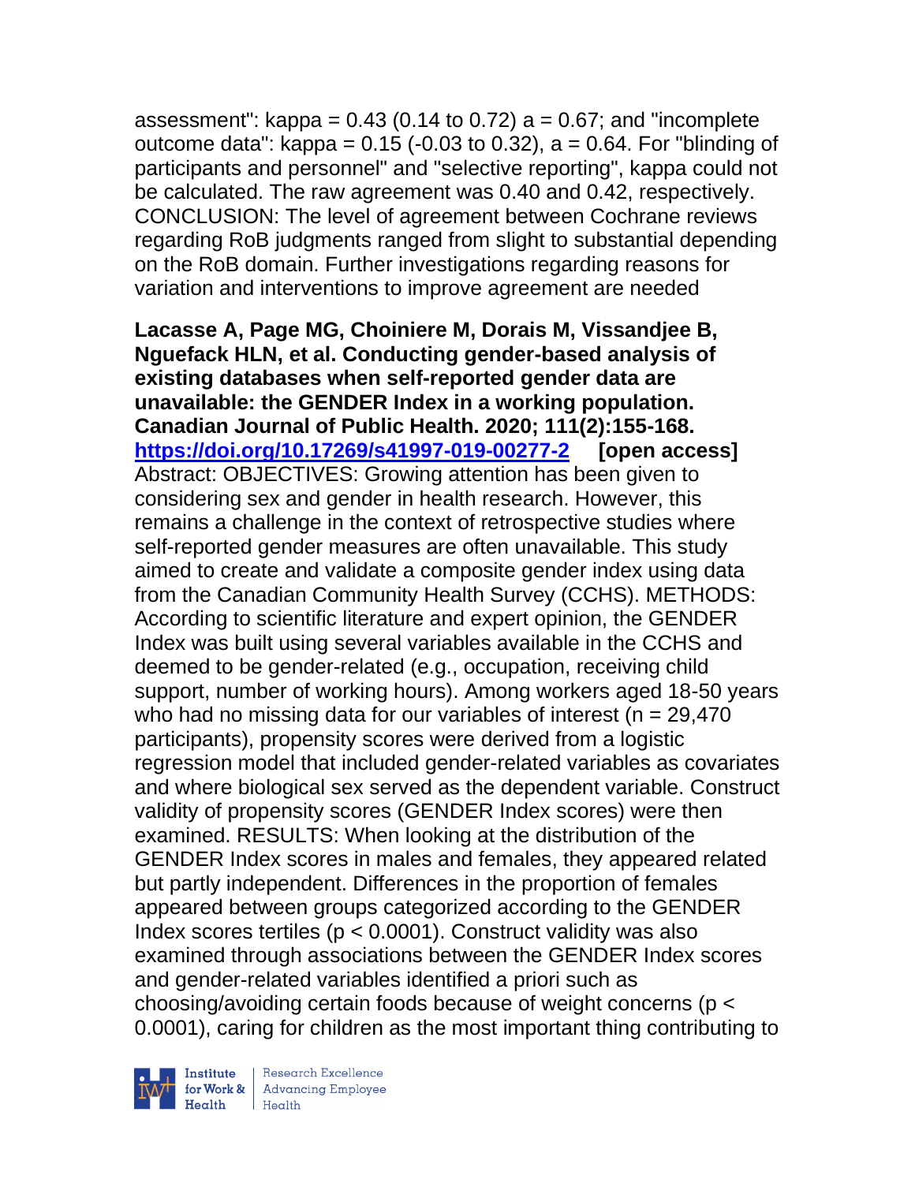assessment": kappa = 0.43 (0.14 to 0.72) a = 0.67; and "incomplete outcome data": kappa = 0.15 (-0.03 to 0.32), a = 0.64. For "blinding of participants and personnel" and "selective reporting", kappa could not be calculated. The raw agreement was 0.40 and 0.42, respectively. CONCLUSION: The level of agreement between Cochrane reviews regarding RoB judgments ranged from slight to substantial depending on the RoB domain. Further investigations regarding reasons for variation and interventions to improve agreement are needed

**Lacasse A, Page MG, Choiniere M, Dorais M, Vissandjee B, Nguefack HLN, et al. Conducting gender-based analysis of existing databases when self-reported gender data are unavailable: the GENDER Index in a working population. Canadian Journal of Public Health. 2020; 111(2):155-168. [https://doi.org/10.17269/s41997-019-00277-2](https://doi.org/10.17269/s41997-019-00277-2) [open access]**
Abstract: OBJECTIVES: Growing attention has been given to considering sex and gender in health research. However, this remains a challenge in the context of retrospective studies where self-reported gender measures are often unavailable. This study aimed to create and validate a composite gender index using data from the Canadian Community Health Survey (CCHS). METHODS: According to scientific literature and expert opinion, the GENDER Index was built using several variables available in the CCHS and deemed to be gender-related (e.g., occupation, receiving child support, number of working hours). Among workers aged 18-50 years who had no missing data for our variables of interest (n = 29,470 participants), propensity scores were derived from a logistic regression model that included gender-related variables as covariates and where biological sex served as the dependent variable. Construct validity of propensity scores (GENDER Index scores) were then examined. RESULTS: When looking at the distribution of the GENDER Index scores in males and females, they appeared related but partly independent. Differences in the proportion of females appeared between groups categorized according to the GENDER Index scores tertiles ($p < 0.0001$). Construct validity was also examined through associations between the GENDER Index scores and gender-related variables identified a priori such as choosing/avoiding certain foods because of weight concerns ($p < 0.0001$), caring for children as the most important thing contributing to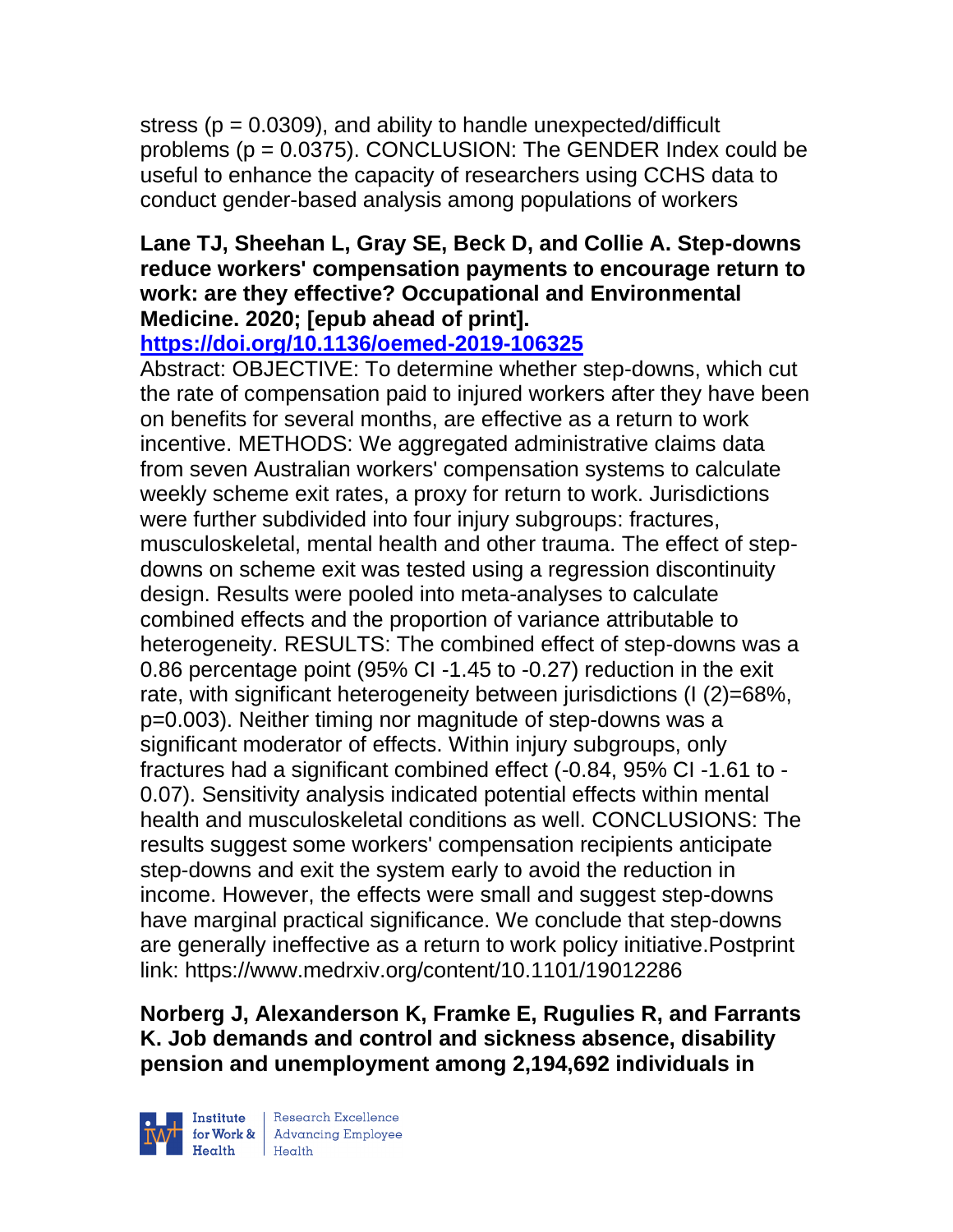stress (p = 0.0309), and ability to handle unexpected/difficult problems (p = 0.0375). CONCLUSION: The GENDER Index could be useful to enhance the capacity of researchers using CCHS data to conduct gender-based analysis among populations of workers

**Lane TJ, Sheehan L, Gray SE, Beck D, and Collie A. Step-downs reduce workers' compensation payments to encourage return to work: are they effective? Occupational and Environmental Medicine. 2020; [epub ahead of print].**
**https://doi.org/10.1136/oemed-2019-106325**

Abstract: OBJECTIVE: To determine whether step-downs, which cut the rate of compensation paid to injured workers after they have been on benefits for several months, are effective as a return to work incentive. METHODS: We aggregated administrative claims data from seven Australian workers' compensation systems to calculate weekly scheme exit rates, a proxy for return to work. Jurisdictions were further subdivided into four injury subgroups: fractures, musculoskeletal, mental health and other trauma. The effect of step-downs on scheme exit was tested using a regression discontinuity design. Results were pooled into meta-analyses to calculate combined effects and the proportion of variance attributable to heterogeneity. RESULTS: The combined effect of step-downs was a 0.86 percentage point (95% CI -1.45 to -0.27) reduction in the exit rate, with significant heterogeneity between jurisdictions (I (2)=68%, p=0.003). Neither timing nor magnitude of step-downs was a significant moderator of effects. Within injury subgroups, only fractures had a significant combined effect (-0.84, 95% CI -1.61 to -0.07). Sensitivity analysis indicated potential effects within mental health and musculoskeletal conditions as well. CONCLUSIONS: The results suggest some workers' compensation recipients anticipate step-downs and exit the system early to avoid the reduction in income. However, the effects were small and suggest step-downs have marginal practical significance. We conclude that step-downs are generally ineffective as a return to work policy initiative.Postprint link: https://www.medrxiv.org/content/10.1101/19012286

**Norberg J, Alexanderson K, Framke E, Rugulies R, and Farrants K. Job demands and control and sickness absence, disability pension and unemployment among 2,194,692 individuals in**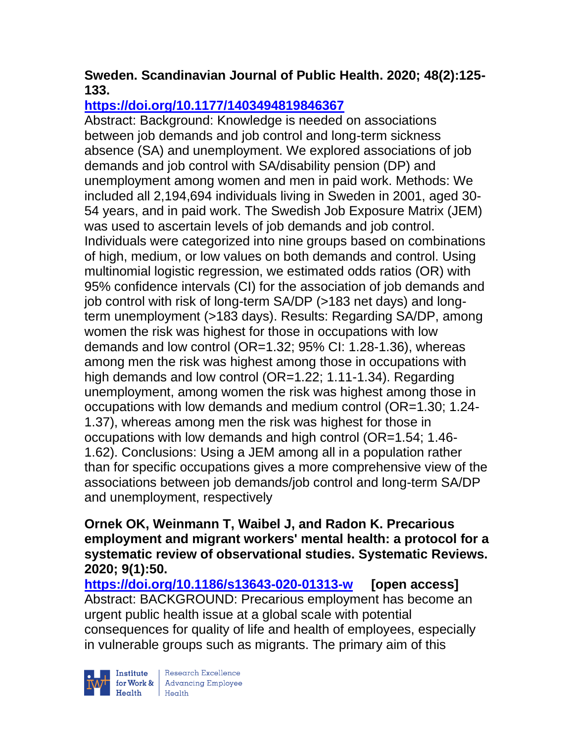**Sweden. Scandinavian Journal of Public Health. 2020; 48(2):125-133.**

**https://doi.org/10.1177/1403494819846367**

Abstract: Background: Knowledge is needed on associations between job demands and job control and long-term sickness absence (SA) and unemployment. We explored associations of job demands and job control with SA/disability pension (DP) and unemployment among women and men in paid work. Methods: We included all 2,194,694 individuals living in Sweden in 2001, aged 30-54 years, and in paid work. The Swedish Job Exposure Matrix (JEM) was used to ascertain levels of job demands and job control. Individuals were categorized into nine groups based on combinations of high, medium, or low values on both demands and control. Using multinomial logistic regression, we estimated odds ratios (OR) with 95% confidence intervals (CI) for the association of job demands and job control with risk of long-term SA/DP (>183 net days) and long-term unemployment (>183 days). Results: Regarding SA/DP, among women the risk was highest for those in occupations with low demands and low control (OR=1.32; 95% CI: 1.28-1.36), whereas among men the risk was highest among those in occupations with high demands and low control (OR=1.22; 1.11-1.34). Regarding unemployment, among women the risk was highest among those in occupations with low demands and medium control (OR=1.30; 1.24-1.37), whereas among men the risk was highest for those in occupations with low demands and high control (OR=1.54; 1.46-1.62). Conclusions: Using a JEM among all in a population rather than for specific occupations gives a more comprehensive view of the associations between job demands/job control and long-term SA/DP and unemployment, respectively

**Ornek OK, Weinmann T, Waibel J, and Radon K. Precarious employment and migrant workers' mental health: a protocol for a systematic review of observational studies. Systematic Reviews. 2020; 9(1):50.**

**https://doi.org/10.1186/s13643-020-01313-w [open access]**

Abstract: BACKGROUND: Precarious employment has become an urgent public health issue at a global scale with potential consequences for quality of life and health of employees, especially in vulnerable groups such as migrants. The primary aim of this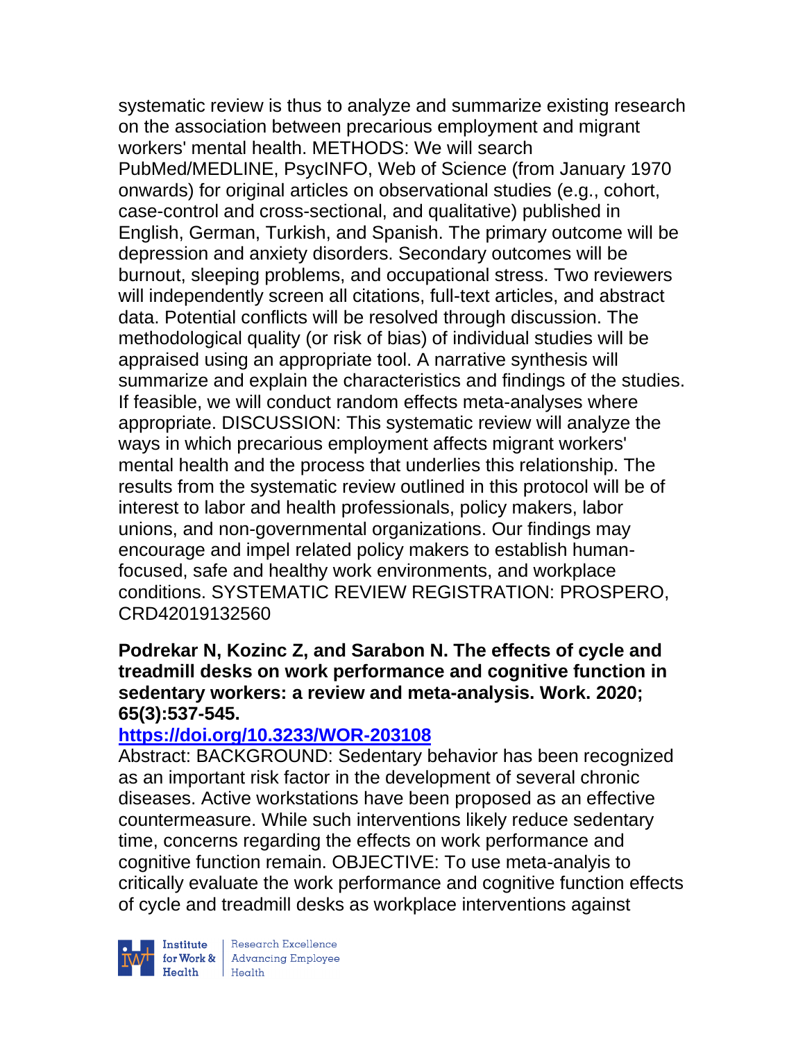systematic review is thus to analyze and summarize existing research on the association between precarious employment and migrant workers' mental health. METHODS: We will search PubMed/MEDLINE, PsycINFO, Web of Science (from January 1970 onwards) for original articles on observational studies (e.g., cohort, case-control and cross-sectional, and qualitative) published in English, German, Turkish, and Spanish. The primary outcome will be depression and anxiety disorders. Secondary outcomes will be burnout, sleeping problems, and occupational stress. Two reviewers will independently screen all citations, full-text articles, and abstract data. Potential conflicts will be resolved through discussion. The methodological quality (or risk of bias) of individual studies will be appraised using an appropriate tool. A narrative synthesis will summarize and explain the characteristics and findings of the studies. If feasible, we will conduct random effects meta-analyses where appropriate. DISCUSSION: This systematic review will analyze the ways in which precarious employment affects migrant workers' mental health and the process that underlies this relationship. The results from the systematic review outlined in this protocol will be of interest to labor and health professionals, policy makers, labor unions, and non-governmental organizations. Our findings may encourage and impel related policy makers to establish human-focused, safe and healthy work environments, and workplace conditions. SYSTEMATIC REVIEW REGISTRATION: PROSPERO, CRD42019132560

**Podrekar N, Kozinc Z, and Sarabon N. The effects of cycle and treadmill desks on work performance and cognitive function in sedentary workers: a review and meta-analysis. Work. 2020; 65(3):537-545.**

**https://doi.org/10.3233/WOR-203108**

Abstract: BACKGROUND: Sedentary behavior has been recognized as an important risk factor in the development of several chronic diseases. Active workstations have been proposed as an effective countermeasure. While such interventions likely reduce sedentary time, concerns regarding the effects on work performance and cognitive function remain. OBJECTIVE: To use meta-analyis to critically evaluate the work performance and cognitive function effects of cycle and treadmill desks as workplace interventions against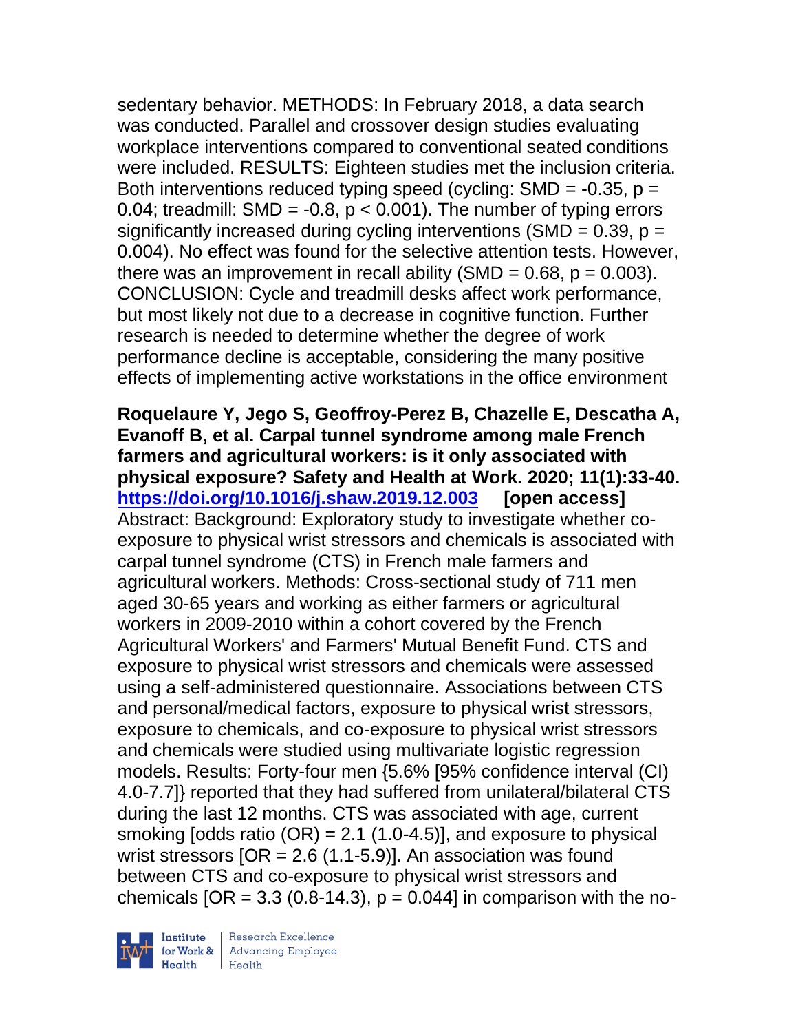sedentary behavior. METHODS: In February 2018, a data search was conducted. Parallel and crossover design studies evaluating workplace interventions compared to conventional seated conditions were included. RESULTS: Eighteen studies met the inclusion criteria. Both interventions reduced typing speed (cycling: SMD = -0.35, $p = 0.04$; treadmill: SMD = -0.8, $p < 0.001$). The number of typing errors significantly increased during cycling interventions (SMD = 0.39, $p = 0.004$). No effect was found for the selective attention tests. However, there was an improvement in recall ability (SMD = 0.68, $p = 0.003$). CONCLUSION: Cycle and treadmill desks affect work performance, but most likely not due to a decrease in cognitive function. Further research is needed to determine whether the degree of work performance decline is acceptable, considering the many positive effects of implementing active workstations in the office environment

**Roquelaure Y, Jego S, Geoffroy-Perez B, Chazelle E, Descatha A, Evanoff B, et al. Carpal tunnel syndrome among male French farmers and agricultural workers: is it only associated with physical exposure? Safety and Health at Work. 2020; 11(1):33-40. https://doi.org/10.1016/j.shaw.2019.12.003 [open access]**
Abstract: Background: Exploratory study to investigate whether co-exposure to physical wrist stressors and chemicals is associated with carpal tunnel syndrome (CTS) in French male farmers and agricultural workers. Methods: Cross-sectional study of 711 men aged 30-65 years and working as either farmers or agricultural workers in 2009-2010 within a cohort covered by the French Agricultural Workers' and Farmers' Mutual Benefit Fund. CTS and exposure to physical wrist stressors and chemicals were assessed using a self-administered questionnaire. Associations between CTS and personal/medical factors, exposure to physical wrist stressors, exposure to chemicals, and co-exposure to physical wrist stressors and chemicals were studied using multivariate logistic regression models. Results: Forty-four men {5.6% [95% confidence interval (CI) 4.0-7.7]} reported that they had suffered from unilateral/bilateral CTS during the last 12 months. CTS was associated with age, current smoking [odds ratio (OR) = 2.1 (1.0-4.5)], and exposure to physical wrist stressors [OR = 2.6 (1.1-5.9)]. An association was found between CTS and co-exposure to physical wrist stressors and chemicals [OR = 3.3 (0.8-14.3), $p = 0.044$] in comparison with the no-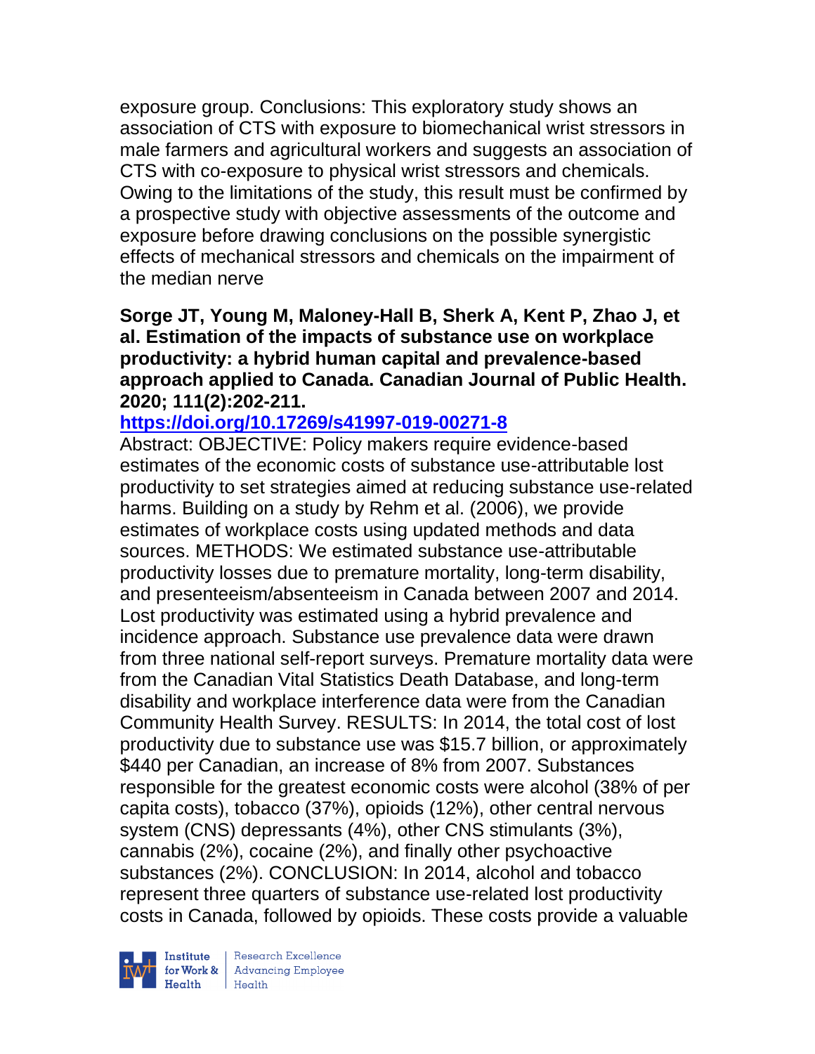exposure group. Conclusions: This exploratory study shows an association of CTS with exposure to biomechanical wrist stressors in male farmers and agricultural workers and suggests an association of CTS with co-exposure to physical wrist stressors and chemicals. Owing to the limitations of the study, this result must be confirmed by a prospective study with objective assessments of the outcome and exposure before drawing conclusions on the possible synergistic effects of mechanical stressors and chemicals on the impairment of the median nerve

**Sorge JT, Young M, Maloney-Hall B, Sherk A, Kent P, Zhao J, et al. Estimation of the impacts of substance use on workplace productivity: a hybrid human capital and prevalence-based approach applied to Canada. Canadian Journal of Public Health. 2020; 111(2):202-211.**

**https://doi.org/10.17269/s41997-019-00271-8**

Abstract: OBJECTIVE: Policy makers require evidence-based estimates of the economic costs of substance use-attributable lost productivity to set strategies aimed at reducing substance use-related harms. Building on a study by Rehm et al. (2006), we provide estimates of workplace costs using updated methods and data sources. METHODS: We estimated substance use-attributable productivity losses due to premature mortality, long-term disability, and presenteeism/absenteeism in Canada between 2007 and 2014. Lost productivity was estimated using a hybrid prevalence and incidence approach. Substance use prevalence data were drawn from three national self-report surveys. Premature mortality data were from the Canadian Vital Statistics Death Database, and long-term disability and workplace interference data were from the Canadian Community Health Survey. RESULTS: In 2014, the total cost of lost productivity due to substance use was $15.7 billion, or approximately $440 per Canadian, an increase of 8% from 2007. Substances responsible for the greatest economic costs were alcohol (38% of per capita costs), tobacco (37%), opioids (12%), other central nervous system (CNS) depressants (4%), other CNS stimulants (3%), cannabis (2%), cocaine (2%), and finally other psychoactive substances (2%). CONCLUSION: In 2014, alcohol and tobacco represent three quarters of substance use-related lost productivity costs in Canada, followed by opioids. These costs provide a valuable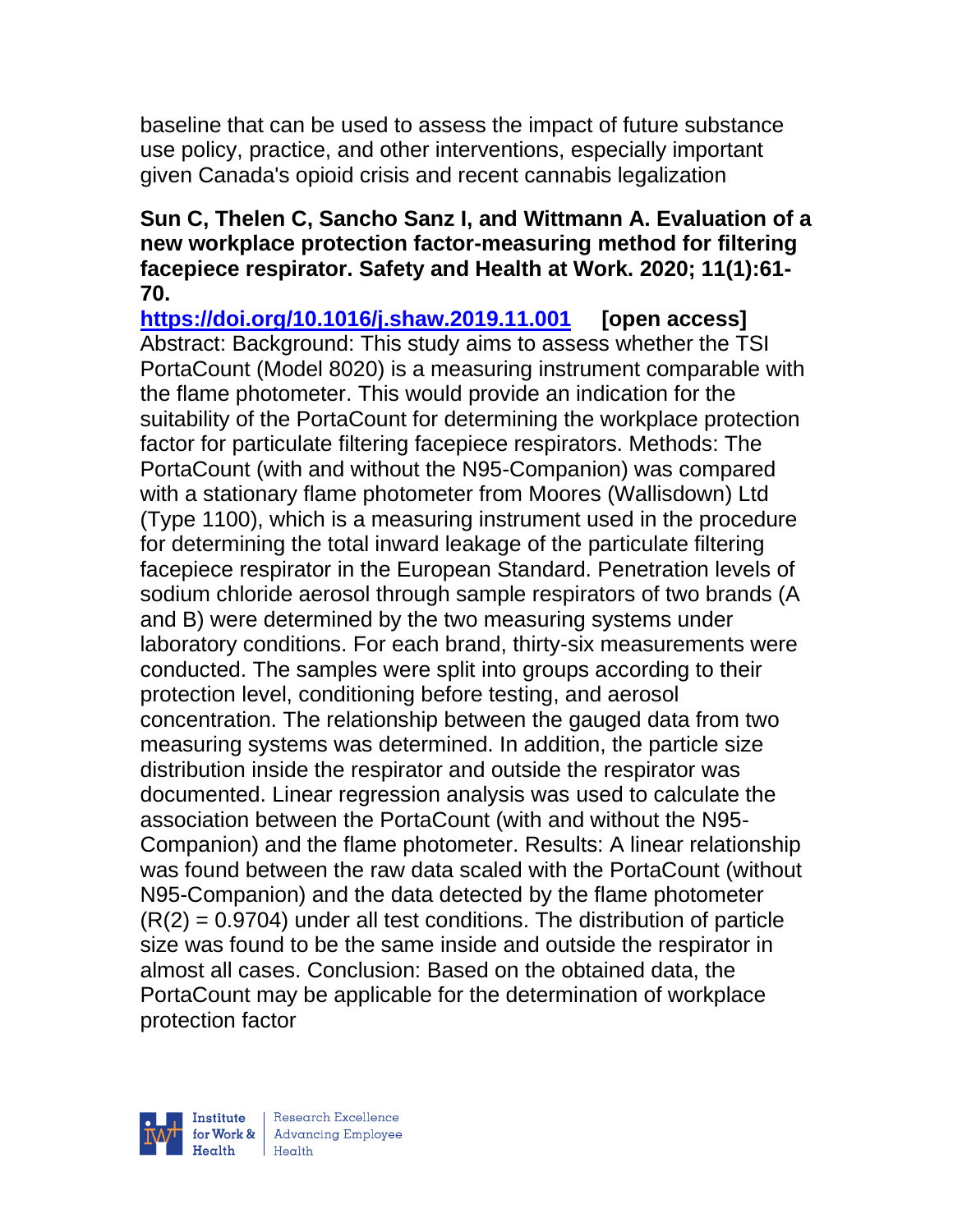baseline that can be used to assess the impact of future substance use policy, practice, and other interventions, especially important given Canada's opioid crisis and recent cannabis legalization

**Sun C, Thelen C, Sancho Sanz I, and Wittmann A. Evaluation of a new workplace protection factor-measuring method for filtering facepiece respirator. Safety and Health at Work. 2020; 11(1):61-70.**

**https://doi.org/10.1016/j.shaw.2019.11.001 [open access]**

Abstract: Background: This study aims to assess whether the TSI PortaCount (Model 8020) is a measuring instrument comparable with the flame photometer. This would provide an indication for the suitability of the PortaCount for determining the workplace protection factor for particulate filtering facepiece respirators. Methods: The PortaCount (with and without the N95-Companion) was compared with a stationary flame photometer from Moores (Wallisdown) Ltd (Type 1100), which is a measuring instrument used in the procedure for determining the total inward leakage of the particulate filtering facepiece respirator in the European Standard. Penetration levels of sodium chloride aerosol through sample respirators of two brands (A and B) were determined by the two measuring systems under laboratory conditions. For each brand, thirty-six measurements were conducted. The samples were split into groups according to their protection level, conditioning before testing, and aerosol concentration. The relationship between the gauged data from two measuring systems was determined. In addition, the particle size distribution inside the respirator and outside the respirator was documented. Linear regression analysis was used to calculate the association between the PortaCount (with and without the N95-Companion) and the flame photometer. Results: A linear relationship was found between the raw data scaled with the PortaCount (without N95-Companion) and the data detected by the flame photometer ($R^2$ = 0.9704) under all test conditions. The distribution of particle size was found to be the same inside and outside the respirator in almost all cases. Conclusion: Based on the obtained data, the PortaCount may be applicable for the determination of workplace protection factor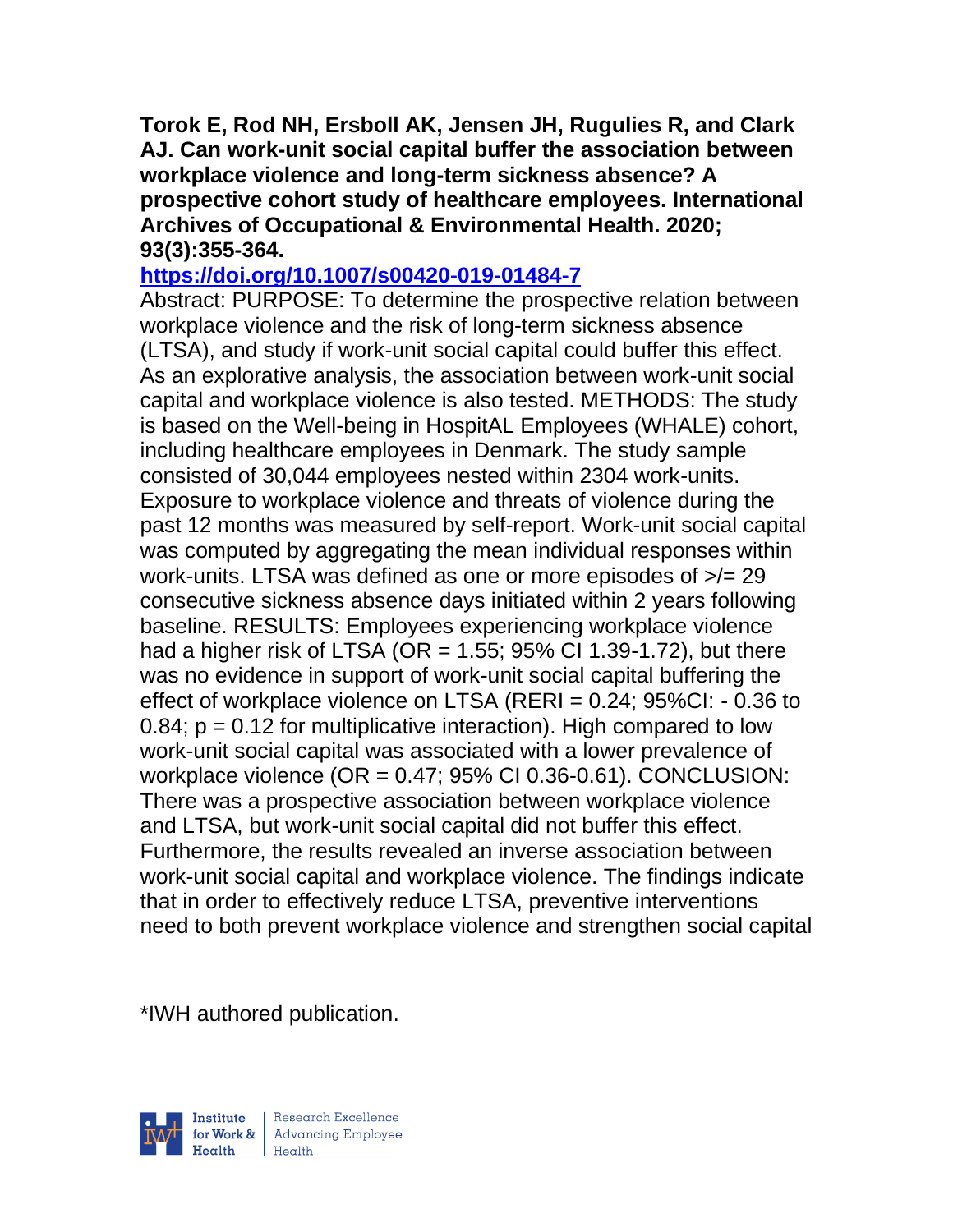**Torok E, Rod NH, Ersboll AK, Jensen JH, Rugulies R, and Clark AJ. Can work-unit social capital buffer the association between workplace violence and long-term sickness absence? A prospective cohort study of healthcare employees. International Archives of Occupational & Environmental Health. 2020; 93(3):355-364.**

**https://doi.org/10.1007/s00420-019-01484-7**

Abstract: PURPOSE: To determine the prospective relation between workplace violence and the risk of long-term sickness absence (LTSA), and study if work-unit social capital could buffer this effect. As an explorative analysis, the association between work-unit social capital and workplace violence is also tested. METHODS: The study is based on the Well-being in HospitAL Employees (WHALE) cohort, including healthcare employees in Denmark. The study sample consisted of 30,044 employees nested within 2304 work-units. Exposure to workplace violence and threats of violence during the past 12 months was measured by self-report. Work-unit social capital was computed by aggregating the mean individual responses within work-units. LTSA was defined as one or more episodes of >/= 29 consecutive sickness absence days initiated within 2 years following baseline. RESULTS: Employees experiencing workplace violence had a higher risk of LTSA (OR = 1.55; 95% CI 1.39-1.72), but there was no evidence in support of work-unit social capital buffering the effect of workplace violence on LTSA (RERI = 0.24; 95%CI: - 0.36 to 0.84; p = 0.12 for multiplicative interaction). High compared to low work-unit social capital was associated with a lower prevalence of workplace violence (OR = 0.47; 95% CI 0.36-0.61). CONCLUSION: There was a prospective association between workplace violence and LTSA, but work-unit social capital did not buffer this effect. Furthermore, the results revealed an inverse association between work-unit social capital and workplace violence. The findings indicate that in order to effectively reduce LTSA, preventive interventions need to both prevent workplace violence and strengthen social capital

*IWH authored publication.